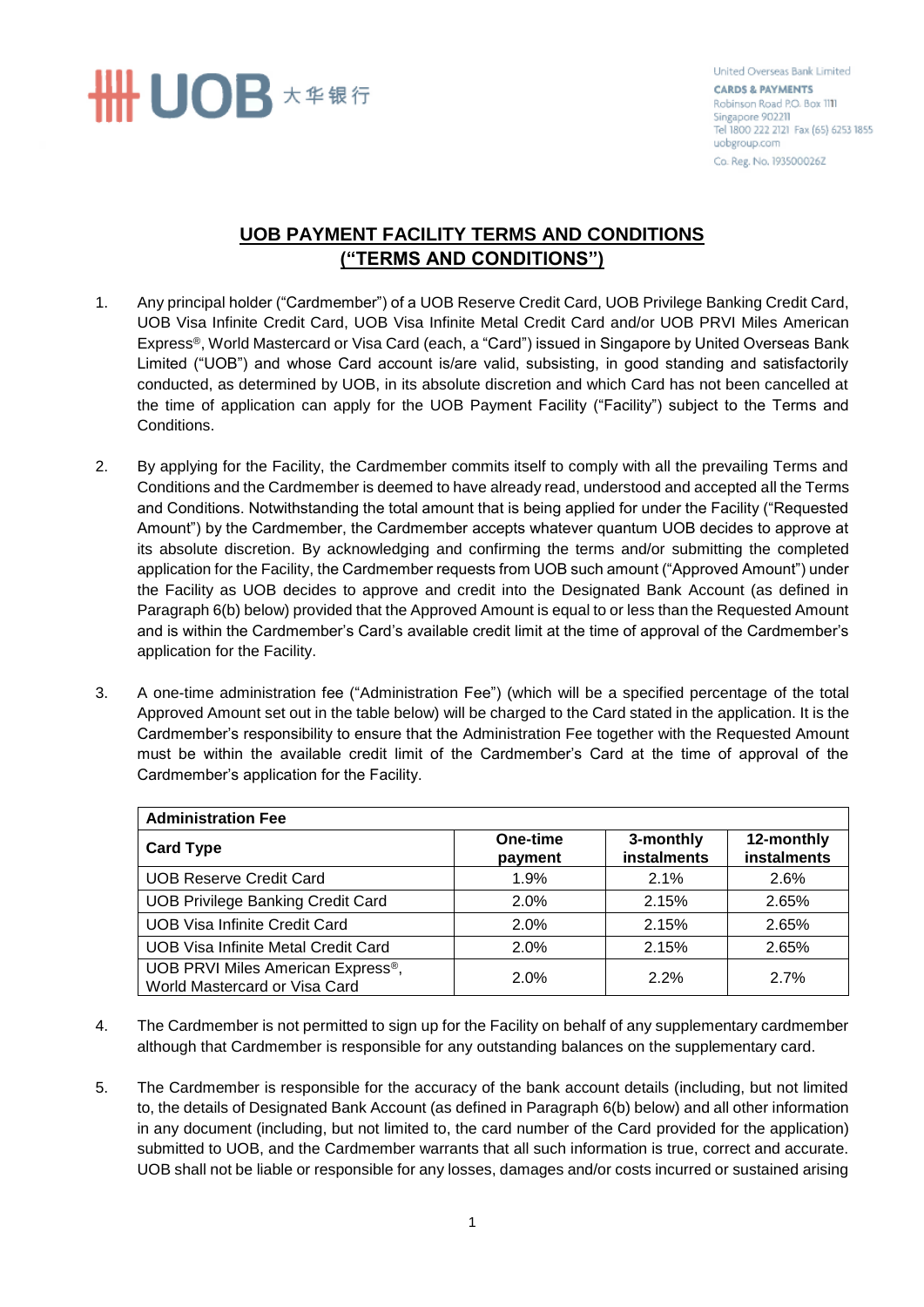United Overseas Bank Limited
CARDS & PAYMENTS
Robinson Road P.O. Box 1111
Singapore 902211
Tel 1800 222 2121 Fax (65) 6253 1855
uobgroup.com
Co. Reg. No. 193500026Z

# UOB PAYMENT FACILITY TERMS AND CONDITIONS ("TERMS AND CONDITIONS")

1. Any principal holder ("Cardmember") of a UOB Reserve Credit Card, UOB Privilege Banking Credit Card, UOB Visa Infinite Credit Card, UOB Visa Infinite Metal Credit Card and/or UOB PRVI Miles American Express®, World Mastercard or Visa Card (each, a "Card") issued in Singapore by United Overseas Bank Limited ("UOB") and whose Card account is/are valid, subsisting, in good standing and satisfactorily conducted, as determined by UOB, in its absolute discretion and which Card has not been cancelled at the time of application can apply for the UOB Payment Facility ("Facility") subject to the Terms and Conditions.

2. By applying for the Facility, the Cardmember commits itself to comply with all the prevailing Terms and Conditions and the Cardmember is deemed to have already read, understood and accepted all the Terms and Conditions. Notwithstanding the total amount that is being applied for under the Facility ("Requested Amount") by the Cardmember, the Cardmember accepts whatever quantum UOB decides to approve at its absolute discretion. By acknowledging and confirming the terms and/or submitting the completed application for the Facility, the Cardmember requests from UOB such amount ("Approved Amount") under the Facility as UOB decides to approve and credit into the Designated Bank Account (as defined in Paragraph 6(b) below) provided that the Approved Amount is equal to or less than the Requested Amount and is within the Cardmember's Card's available credit limit at the time of approval of the Cardmember's application for the Facility.

3. A one-time administration fee ("Administration Fee") (which will be a specified percentage of the total Approved Amount set out in the table below) will be charged to the Card stated in the application. It is the Cardmember's responsibility to ensure that the Administration Fee together with the Requested Amount must be within the available credit limit of the Cardmember's Card at the time of approval of the Cardmember's application for the Facility.

| **Administration Fee** | | | |
|---|---|---|---|
| **Card Type** | **One-time payment** | **3-monthly instalments** | **12-monthly instalments** |
| UOB Reserve Credit Card | 1.9% | 2.1% | 2.6% |
| UOB Privilege Banking Credit Card | 2.0% | 2.15% | 2.65% |
| UOB Visa Infinite Credit Card | 2.0% | 2.15% | 2.65% |
| UOB Visa Infinite Metal Credit Card | 2.0% | 2.15% | 2.65% |
| UOB PRVI Miles American Express®, World Mastercard or Visa Card | 2.0% | 2.2% | 2.7% |

4. The Cardmember is not permitted to sign up for the Facility on behalf of any supplementary cardmember although that Cardmember is responsible for any outstanding balances on the supplementary card.

5. The Cardmember is responsible for the accuracy of the bank account details (including, but not limited to, the details of Designated Bank Account (as defined in Paragraph 6(b) below) and all other information in any document (including, but not limited to, the card number of the Card provided for the application) submitted to UOB, and the Cardmember warrants that all such information is true, correct and accurate. UOB shall not be liable or responsible for any losses, damages and/or costs incurred or sustained arising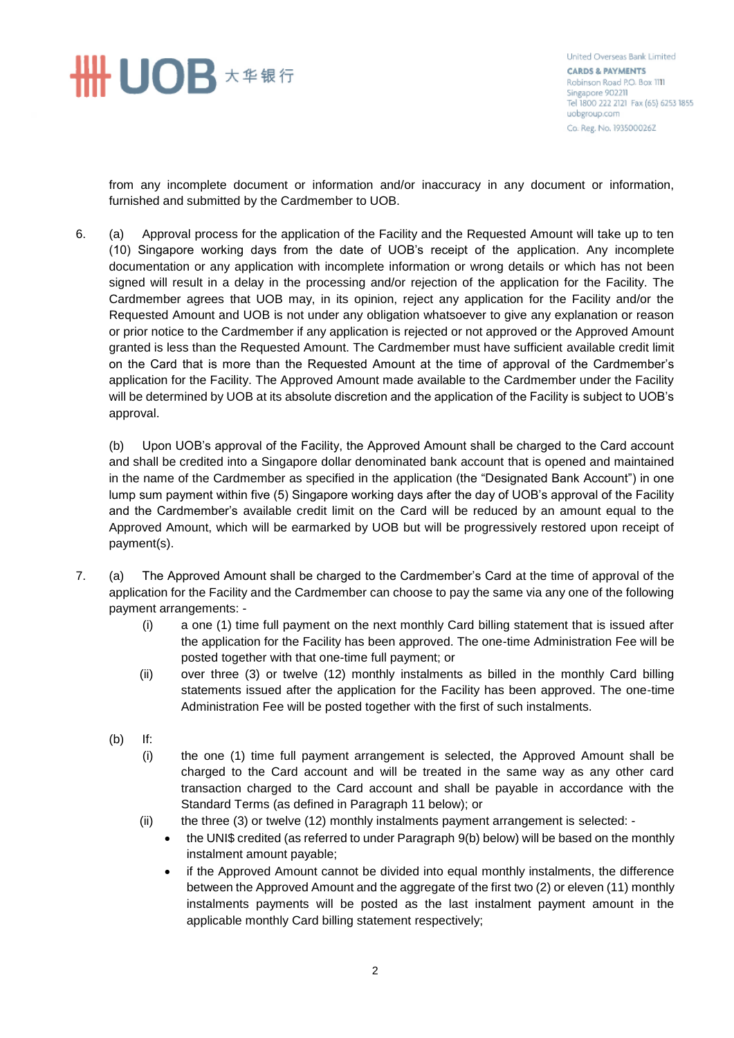from any incomplete document or information and/or inaccuracy in any document or information, furnished and submitted by the Cardmember to UOB.

6. (a) Approval process for the application of the Facility and the Requested Amount will take up to ten (10) Singapore working days from the date of UOB's receipt of the application. Any incomplete documentation or any application with incomplete information or wrong details or which has not been signed will result in a delay in the processing and/or rejection of the application for the Facility. The Cardmember agrees that UOB may, in its opinion, reject any application for the Facility and/or the Requested Amount and UOB is not under any obligation whatsoever to give any explanation or reason or prior notice to the Cardmember if any application is rejected or not approved or the Approved Amount granted is less than the Requested Amount. The Cardmember must have sufficient available credit limit on the Card that is more than the Requested Amount at the time of approval of the Cardmember's application for the Facility. The Approved Amount made available to the Cardmember under the Facility will be determined by UOB at its absolute discretion and the application of the Facility is subject to UOB's approval.

   (b) Upon UOB's approval of the Facility, the Approved Amount shall be charged to the Card account and shall be credited into a Singapore dollar denominated bank account that is opened and maintained in the name of the Cardmember as specified in the application (the "Designated Bank Account") in one lump sum payment within five (5) Singapore working days after the day of UOB's approval of the Facility and the Cardmember's available credit limit on the Card will be reduced by an amount equal to the Approved Amount, which will be earmarked by UOB but will be progressively restored upon receipt of payment(s).

7. (a) The Approved Amount shall be charged to the Cardmember's Card at the time of approval of the application for the Facility and the Cardmember can choose to pay the same via any one of the following payment arrangements: -
   - (i) a one (1) time full payment on the next monthly Card billing statement that is issued after the application for the Facility has been approved. The one-time Administration Fee will be posted together with that one-time full payment; or
   - (ii) over three (3) or twelve (12) monthly instalments as billed in the monthly Card billing statements issued after the application for the Facility has been approved. The one-time Administration Fee will be posted together with the first of such instalments.

   (b) If:
   - (i) the one (1) time full payment arrangement is selected, the Approved Amount shall be charged to the Card account and will be treated in the same way as any other card transaction charged to the Card account and shall be payable in accordance with the Standard Terms (as defined in Paragraph 11 below); or
   - (ii) the three (3) or twelve (12) monthly instalments payment arrangement is selected: -
     - the UNI$ credited (as referred to under Paragraph 9(b) below) will be based on the monthly instalment amount payable;
     - if the Approved Amount cannot be divided into equal monthly instalments, the difference between the Approved Amount and the aggregate of the first two (2) or eleven (11) monthly instalments payments will be posted as the last instalment payment amount in the applicable monthly Card billing statement respectively;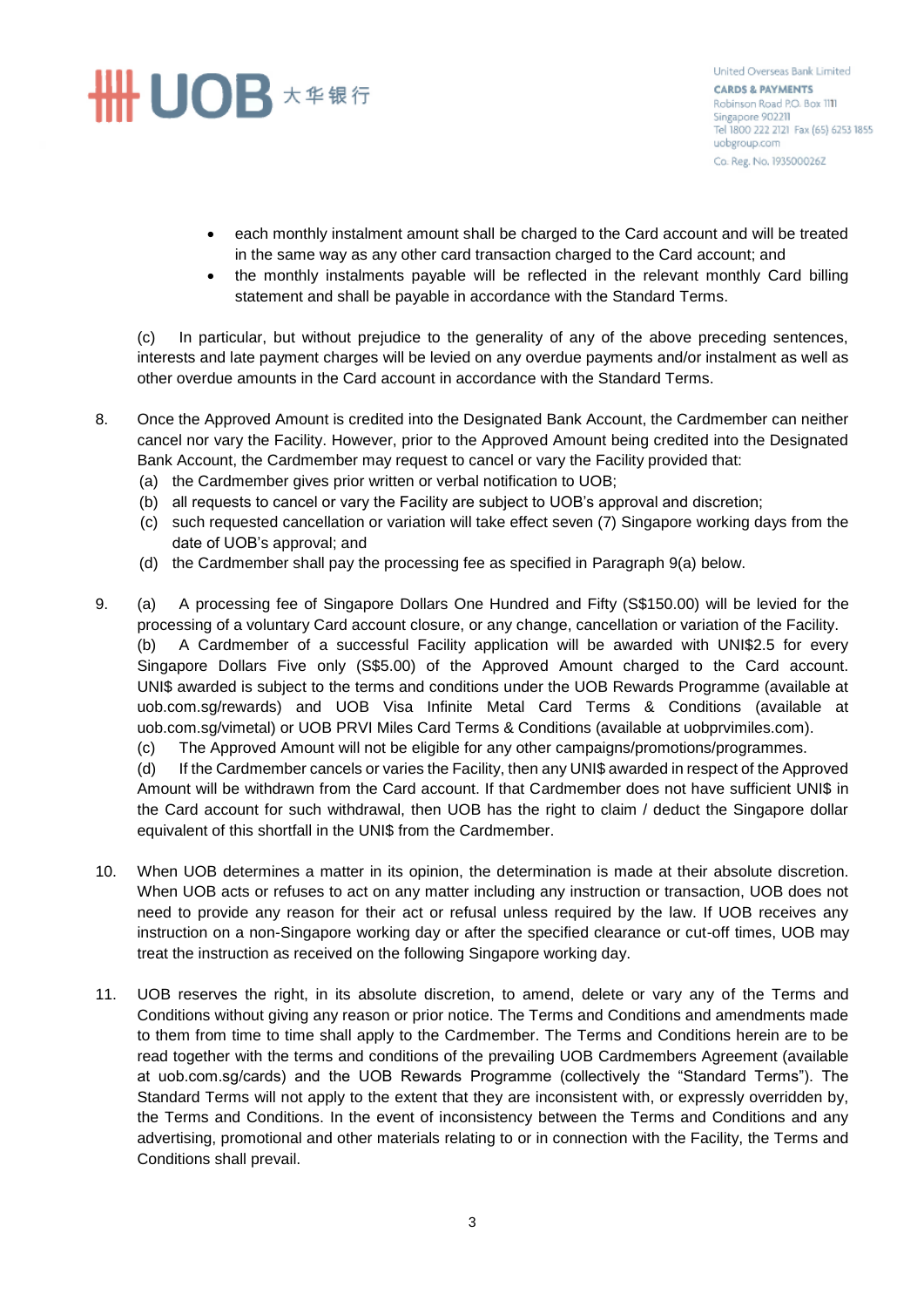- each monthly instalment amount shall be charged to the Card account and will be treated in the same way as any other card transaction charged to the Card account; and
- the monthly instalments payable will be reflected in the relevant monthly Card billing statement and shall be payable in accordance with the Standard Terms.

(c) In particular, but without prejudice to the generality of any of the above preceding sentences, interests and late payment charges will be levied on any overdue payments and/or instalment as well as other overdue amounts in the Card account in accordance with the Standard Terms.

8. Once the Approved Amount is credited into the Designated Bank Account, the Cardmember can neither cancel nor vary the Facility. However, prior to the Approved Amount being credited into the Designated Bank Account, the Cardmember may request to cancel or vary the Facility provided that:
   (a) the Cardmember gives prior written or verbal notification to UOB;
   (b) all requests to cancel or vary the Facility are subject to UOB's approval and discretion;
   (c) such requested cancellation or variation will take effect seven (7) Singapore working days from the date of UOB's approval; and
   (d) the Cardmember shall pay the processing fee as specified in Paragraph 9(a) below.

9. (a) A processing fee of Singapore Dollars One Hundred and Fifty (S$150.00) will be levied for the processing of a voluntary Card account closure, or any change, cancellation or variation of the Facility.
   (b) A Cardmember of a successful Facility application will be awarded with UNI$2.5 for every Singapore Dollars Five only (S$5.00) of the Approved Amount charged to the Card account. UNI$ awarded is subject to the terms and conditions under the UOB Rewards Programme (available at uob.com.sg/rewards) and UOB Visa Infinite Metal Card Terms & Conditions (available at uob.com.sg/vimetal) or UOB PRVI Miles Card Terms & Conditions (available at uobprvimiles.com).
   (c) The Approved Amount will not be eligible for any other campaigns/promotions/programmes.
   (d) If the Cardmember cancels or varies the Facility, then any UNI$ awarded in respect of the Approved Amount will be withdrawn from the Card account. If that Cardmember does not have sufficient UNI$ in the Card account for such withdrawal, then UOB has the right to claim / deduct the Singapore dollar equivalent of this shortfall in the UNI$ from the Cardmember.

10. When UOB determines a matter in its opinion, the determination is made at their absolute discretion. When UOB acts or refuses to act on any matter including any instruction or transaction, UOB does not need to provide any reason for their act or refusal unless required by the law. If UOB receives any instruction on a non-Singapore working day or after the specified clearance or cut-off times, UOB may treat the instruction as received on the following Singapore working day.

11. UOB reserves the right, in its absolute discretion, to amend, delete or vary any of the Terms and Conditions without giving any reason or prior notice. The Terms and Conditions and amendments made to them from time to time shall apply to the Cardmember. The Terms and Conditions herein are to be read together with the terms and conditions of the prevailing UOB Cardmembers Agreement (available at uob.com.sg/cards) and the UOB Rewards Programme (collectively the "Standard Terms"). The Standard Terms will not apply to the extent that they are inconsistent with, or expressly overridden by, the Terms and Conditions. In the event of inconsistency between the Terms and Conditions and any advertising, promotional and other materials relating to or in connection with the Facility, the Terms and Conditions shall prevail.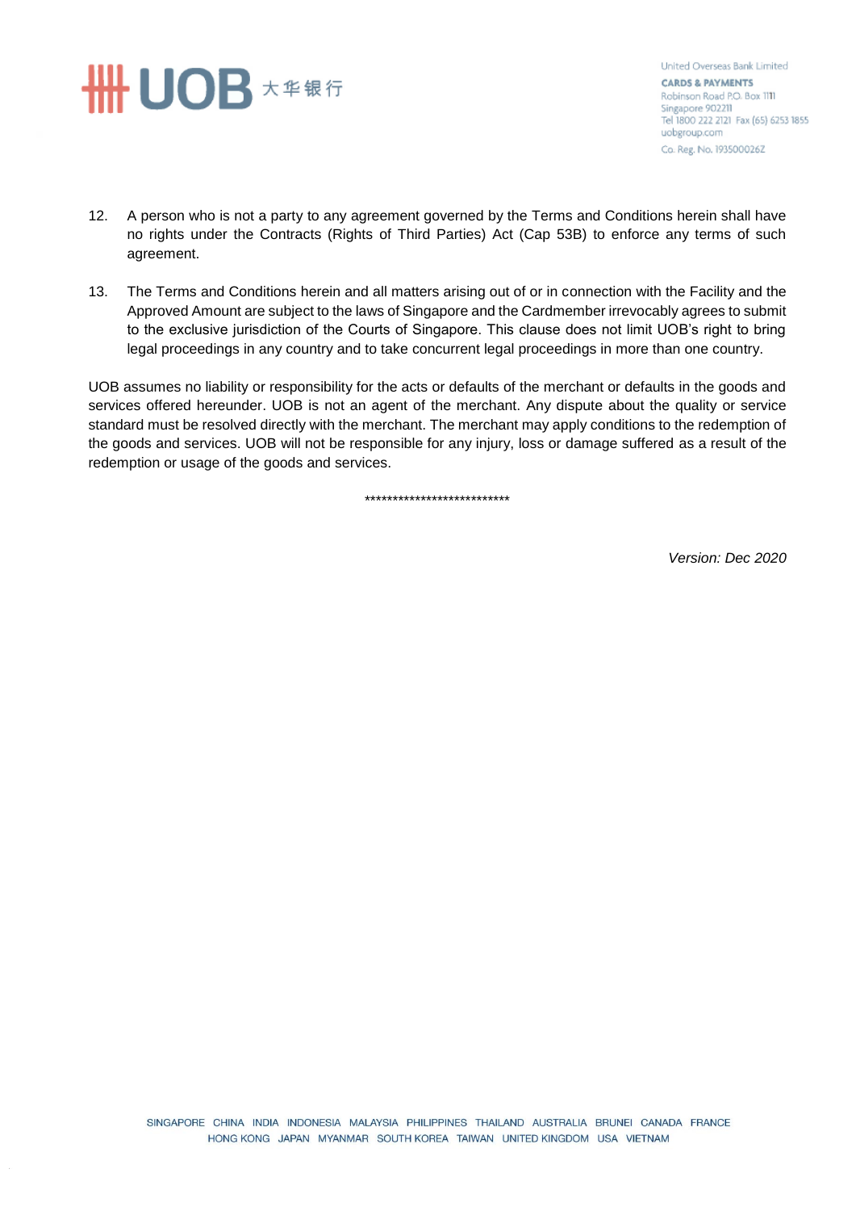12. A person who is not a party to any agreement governed by the Terms and Conditions herein shall have no rights under the Contracts (Rights of Third Parties) Act (Cap 53B) to enforce any terms of such agreement.

13. The Terms and Conditions herein and all matters arising out of or in connection with the Facility and the Approved Amount are subject to the laws of Singapore and the Cardmember irrevocably agrees to submit to the exclusive jurisdiction of the Courts of Singapore. This clause does not limit UOB's right to bring legal proceedings in any country and to take concurrent legal proceedings in more than one country.

UOB assumes no liability or responsibility for the acts or defaults of the merchant or defaults in the goods and services offered hereunder. UOB is not an agent of the merchant. Any dispute about the quality or service standard must be resolved directly with the merchant. The merchant may apply conditions to the redemption of the goods and services. UOB will not be responsible for any injury, loss or damage suffered as a result of the redemption or usage of the goods and services.

***************************

*Version: Dec 2020*